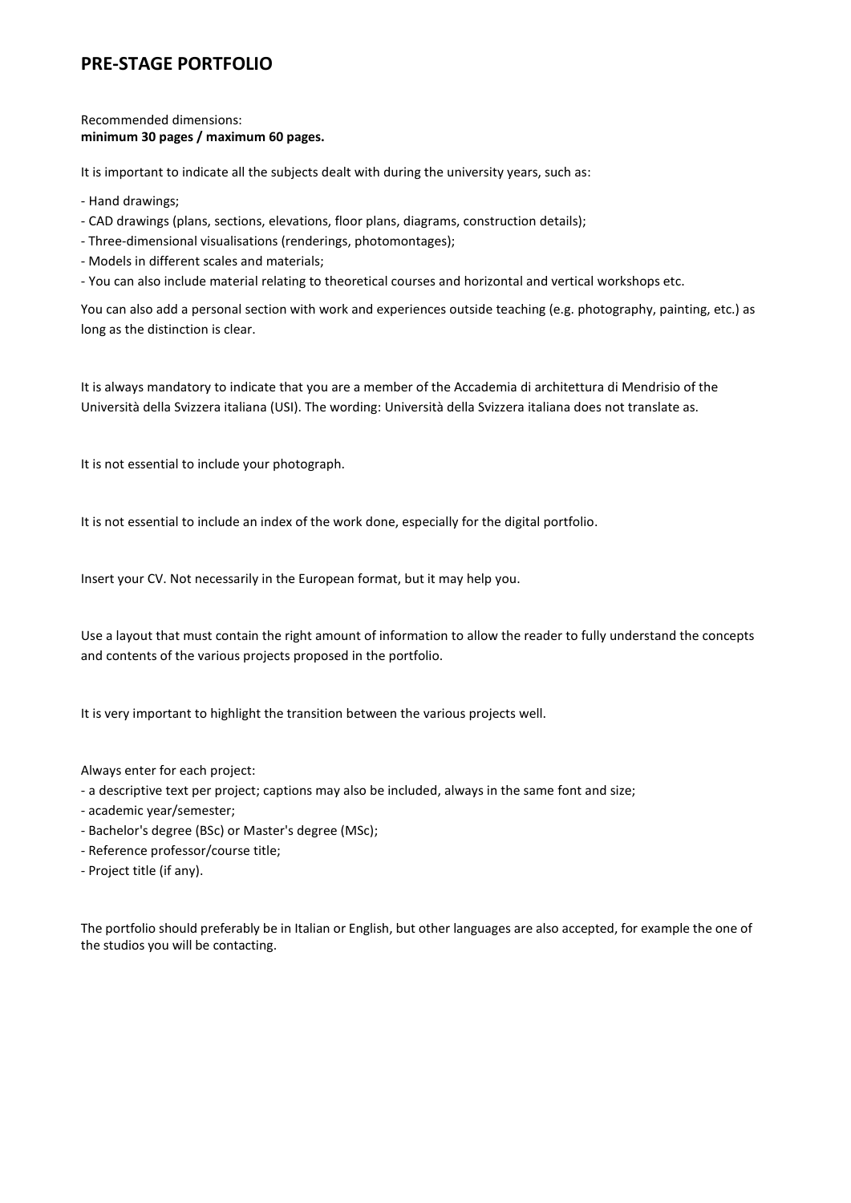# PRE-STAGE PORTFOLIO

Recommended dimensions:
**minimum 30 pages / maximum 60 pages.**

It is important to indicate all the subjects dealt with during the university years, such as:

- Hand drawings;
- CAD drawings (plans, sections, elevations, floor plans, diagrams, construction details);
- Three-dimensional visualisations (renderings, photomontages);
- Models in different scales and materials;
- You can also include material relating to theoretical courses and horizontal and vertical workshops etc.

You can also add a personal section with work and experiences outside teaching (e.g. photography, painting, etc.) as long as the distinction is clear.

It is always mandatory to indicate that you are a member of the Accademia di architettura di Mendrisio of the Università della Svizzera italiana (USI). The wording: Università della Svizzera italiana does not translate as.

It is not essential to include your photograph.

It is not essential to include an index of the work done, especially for the digital portfolio.

Insert your CV. Not necessarily in the European format, but it may help you.

Use a layout that must contain the right amount of information to allow the reader to fully understand the concepts and contents of the various projects proposed in the portfolio.

It is very important to highlight the transition between the various projects well.

Always enter for each project:
- a descriptive text per project; captions may also be included, always in the same font and size;
- academic year/semester;
- Bachelor's degree (BSc) or Master's degree (MSc);
- Reference professor/course title;
- Project title (if any).

The portfolio should preferably be in Italian or English, but other languages are also accepted, for example the one of the studios you will be contacting.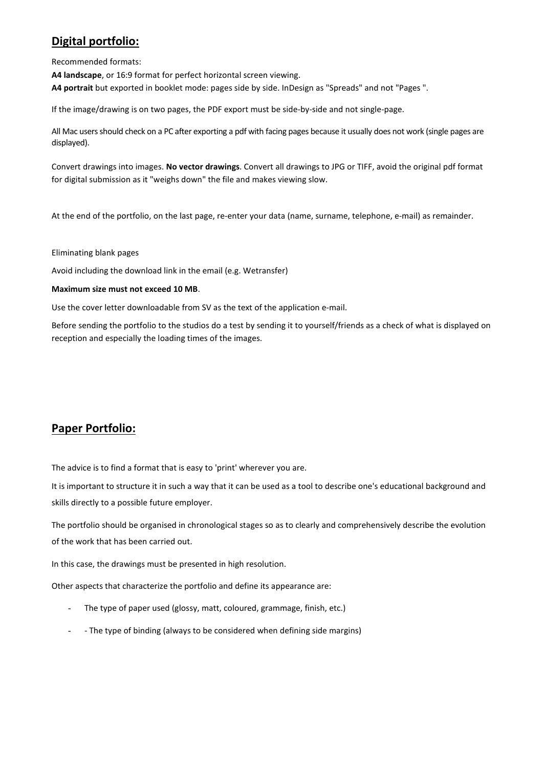## Digital portfolio:

Recommended formats:

**A4 landscape**, or 16:9 format for perfect horizontal screen viewing.
**A4 portrait** but exported in booklet mode: pages side by side. InDesign as "Spreads" and not "Pages ".

If the image/drawing is on two pages, the PDF export must be side-by-side and not single-page.

All Mac users should check on a PC after exporting a pdf with facing pages because it usually does not work (single pages are displayed).

Convert drawings into images. **No vector drawings**. Convert all drawings to JPG or TIFF, avoid the original pdf format for digital submission as it "weighs down" the file and makes viewing slow.

At the end of the portfolio, on the last page, re-enter your data (name, surname, telephone, e-mail) as remainder.

Eliminating blank pages

Avoid including the download link in the email (e.g. Wetransfer)

**Maximum size must not exceed 10 MB**.

Use the cover letter downloadable from SV as the text of the application e-mail.

Before sending the portfolio to the studios do a test by sending it to yourself/friends as a check of what is displayed on reception and especially the loading times of the images.

## Paper Portfolio:

The advice is to find a format that is easy to 'print' wherever you are.

It is important to structure it in such a way that it can be used as a tool to describe one's educational background and skills directly to a possible future employer.

The portfolio should be organised in chronological stages so as to clearly and comprehensively describe the evolution of the work that has been carried out.

In this case, the drawings must be presented in high resolution.

Other aspects that characterize the portfolio and define its appearance are:

- The type of paper used (glossy, matt, coloured, grammage, finish, etc.)
- - The type of binding (always to be considered when defining side margins)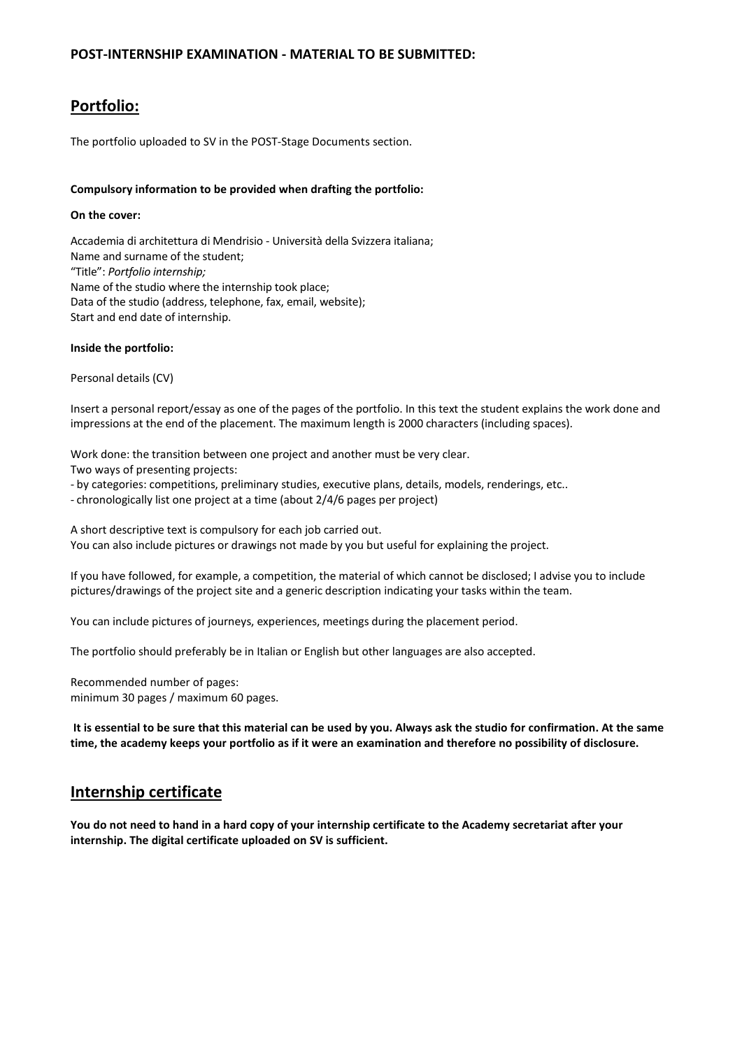**POST-INTERNSHIP EXAMINATION - MATERIAL TO BE SUBMITTED:**

## Portfolio:

The portfolio uploaded to SV in the POST-Stage Documents section.

**Compulsory information to be provided when drafting the portfolio:**

**On the cover:**

Accademia di architettura di Mendrisio - Università della Svizzera italiana;
Name and surname of the student;
"Title": *Portfolio internship;*
Name of the studio where the internship took place;
Data of the studio (address, telephone, fax, email, website);
Start and end date of internship.

**Inside the portfolio:**

Personal details (CV)

Insert a personal report/essay as one of the pages of the portfolio. In this text the student explains the work done and impressions at the end of the placement. The maximum length is 2000 characters (including spaces).

Work done: the transition between one project and another must be very clear.
Two ways of presenting projects:
- by categories: competitions, preliminary studies, executive plans, details, models, renderings, etc..
- chronologically list one project at a time (about 2/4/6 pages per project)

A short descriptive text is compulsory for each job carried out.
You can also include pictures or drawings not made by you but useful for explaining the project.

If you have followed, for example, a competition, the material of which cannot be disclosed; I advise you to include pictures/drawings of the project site and a generic description indicating your tasks within the team.

You can include pictures of journeys, experiences, meetings during the placement period.

The portfolio should preferably be in Italian or English but other languages are also accepted.

Recommended number of pages:
minimum 30 pages / maximum 60 pages.

**It is essential to be sure that this material can be used by you. Always ask the studio for confirmation. At the same time, the academy keeps your portfolio as if it were an examination and therefore no possibility of disclosure.**

## Internship certificate

**You do not need to hand in a hard copy of your internship certificate to the Academy secretariat after your internship. The digital certificate uploaded on SV is sufficient.**